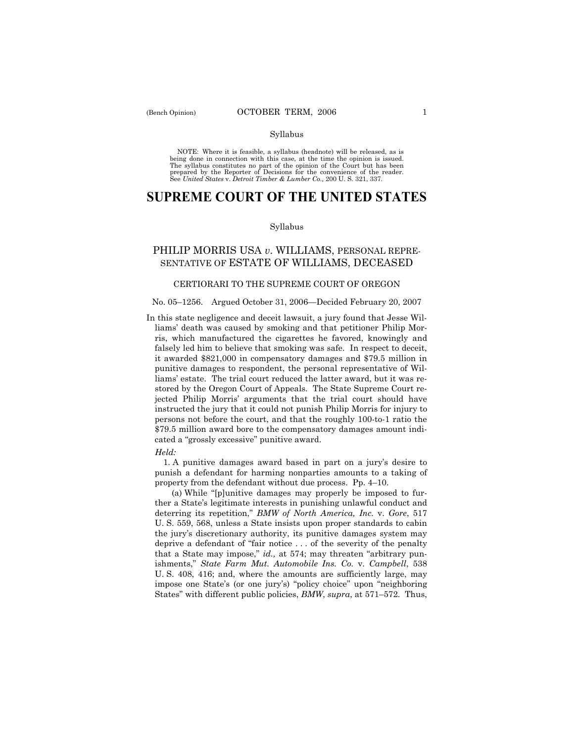Syllabus

NOTE: Where it is feasible, a syllabus (headnote) will be released, as is being done in connection with this case, at the time the opinion is issued. The syllabus constitutes no part of the opinion of the Court but has been prepared by the Reporter of Decisions for the convenience of the reader. See *United States* v. *Detroit Timber & Lumber Co.,* 200 U. S. 321, 337.

# SUPREME COURT OF THE UNITED STATES

Syllabus

## PHILIP MORRIS USA *v.* WILLIAMS, PERSONAL REPRESENTATIVE OF ESTATE OF WILLIAMS, DECEASED

### CERTIORARI TO THE SUPREME COURT OF OREGON

No. 05–1256. Argued October 31, 2006—Decided February 20, 2007

In this state negligence and deceit lawsuit, a jury found that Jesse Williams' death was caused by smoking and that petitioner Philip Morris, which manufactured the cigarettes he favored, knowingly and falsely led him to believe that smoking was safe. In respect to deceit, it awarded $821,000 in compensatory damages and $79.5 million in punitive damages to respondent, the personal representative of Williams' estate. The trial court reduced the latter award, but it was restored by the Oregon Court of Appeals. The State Supreme Court rejected Philip Morris' arguments that the trial court should have instructed the jury that it could not punish Philip Morris for injury to persons not before the court, and that the roughly 100-to-1 ratio the $79.5 million award bore to the compensatory damages amount indicated a "grossly excessive" punitive award.

*Held:*

1. A punitive damages award based in part on a jury's desire to punish a defendant for harming nonparties amounts to a taking of property from the defendant without due process. Pp. 4–10.

(a) While "[p]unitive damages may properly be imposed to further a State's legitimate interests in punishing unlawful conduct and deterring its repetition," *BMW of North America, Inc.* v. *Gore*, 517 U. S. 559, 568, unless a State insists upon proper standards to cabin the jury's discretionary authority, its punitive damages system may deprive a defendant of "fair notice . . . of the severity of the penalty that a State may impose," *id.,* at 574; may threaten "arbitrary punishments," *State Farm Mut. Automobile Ins. Co.* v. *Campbell*, 538 U. S. 408, 416; and, where the amounts are sufficiently large, may impose one State's (or one jury's) "policy choice" upon "neighboring States" with different public policies, *BMW*, *supra*, at 571–572. Thus,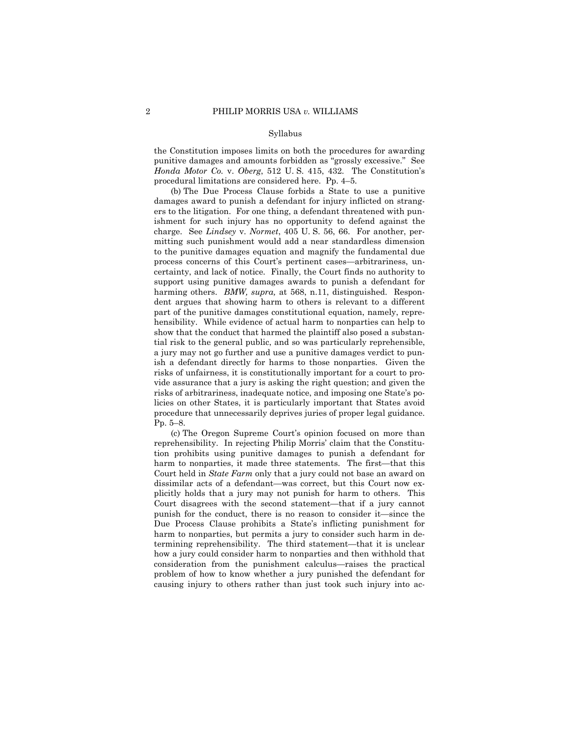the Constitution imposes limits on both the procedures for awarding punitive damages and amounts forbidden as "grossly excessive." See *Honda Motor Co.* v. *Oberg*, 512 U. S. 415, 432. The Constitution's procedural limitations are considered here. Pp. 4–5.

(b) The Due Process Clause forbids a State to use a punitive damages award to punish a defendant for injury inflicted on strangers to the litigation. For one thing, a defendant threatened with punishment for such injury has no opportunity to defend against the charge. See *Lindsey* v. *Normet*, 405 U. S. 56, 66. For another, permitting such punishment would add a near standardless dimension to the punitive damages equation and magnify the fundamental due process concerns of this Court's pertinent cases—arbitrariness, uncertainty, and lack of notice. Finally, the Court finds no authority to support using punitive damages awards to punish a defendant for harming others. *BMW, supra,* at 568, n.11, distinguished. Respondent argues that showing harm to others is relevant to a different part of the punitive damages constitutional equation, namely, reprehensibility. While evidence of actual harm to nonparties can help to show that the conduct that harmed the plaintiff also posed a substantial risk to the general public, and so was particularly reprehensible, a jury may not go further and use a punitive damages verdict to punish a defendant directly for harms to those nonparties. Given the risks of unfairness, it is constitutionally important for a court to provide assurance that a jury is asking the right question; and given the risks of arbitrariness, inadequate notice, and imposing one State's policies on other States, it is particularly important that States avoid procedure that unnecessarily deprives juries of proper legal guidance. Pp. 5–8.

(c) The Oregon Supreme Court's opinion focused on more than reprehensibility. In rejecting Philip Morris' claim that the Constitution prohibits using punitive damages to punish a defendant for harm to nonparties, it made three statements. The first—that this Court held in *State Farm* only that a jury could not base an award on dissimilar acts of a defendant—was correct, but this Court now explicitly holds that a jury may not punish for harm to others. This Court disagrees with the second statement—that if a jury cannot punish for the conduct, there is no reason to consider it—since the Due Process Clause prohibits a State's inflicting punishment for harm to nonparties, but permits a jury to consider such harm in determining reprehensibility. The third statement—that it is unclear how a jury could consider harm to nonparties and then withhold that consideration from the punishment calculus—raises the practical problem of how to know whether a jury punished the defendant for causing injury to others rather than just took such injury into ac-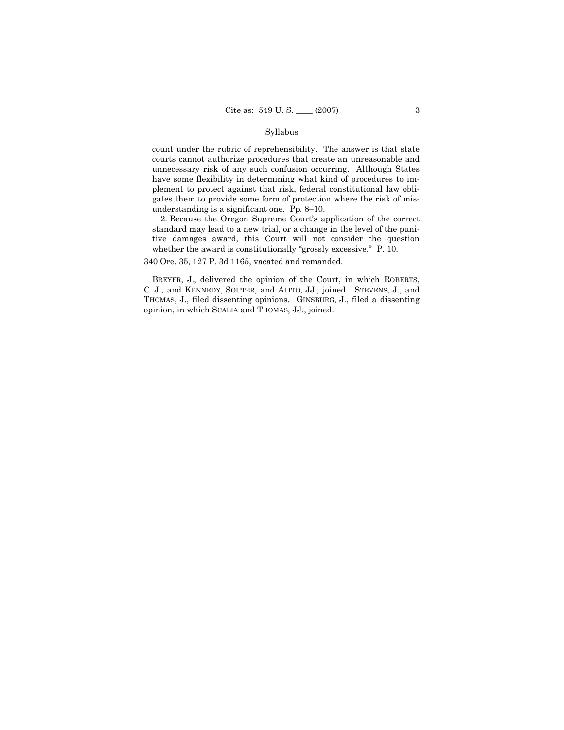count under the rubric of reprehensibility. The answer is that state courts cannot authorize procedures that create an unreasonable and unnecessary risk of any such confusion occurring. Although States have some flexibility in determining what kind of procedures to implement to protect against that risk, federal constitutional law obligates them to provide some form of protection where the risk of misunderstanding is a significant one. Pp. 8–10.

2. Because the Oregon Supreme Court's application of the correct standard may lead to a new trial, or a change in the level of the punitive damages award, this Court will not consider the question whether the award is constitutionally "grossly excessive." P. 10.

340 Ore. 35, 127 P. 3d 1165, vacated and remanded.

BREYER, J., delivered the opinion of the Court, in which ROBERTS, C. J., and KENNEDY, SOUTER, and ALITO, JJ., joined. STEVENS, J., and THOMAS, J., filed dissenting opinions. GINSBURG, J., filed a dissenting opinion, in which SCALIA and THOMAS, JJ., joined.